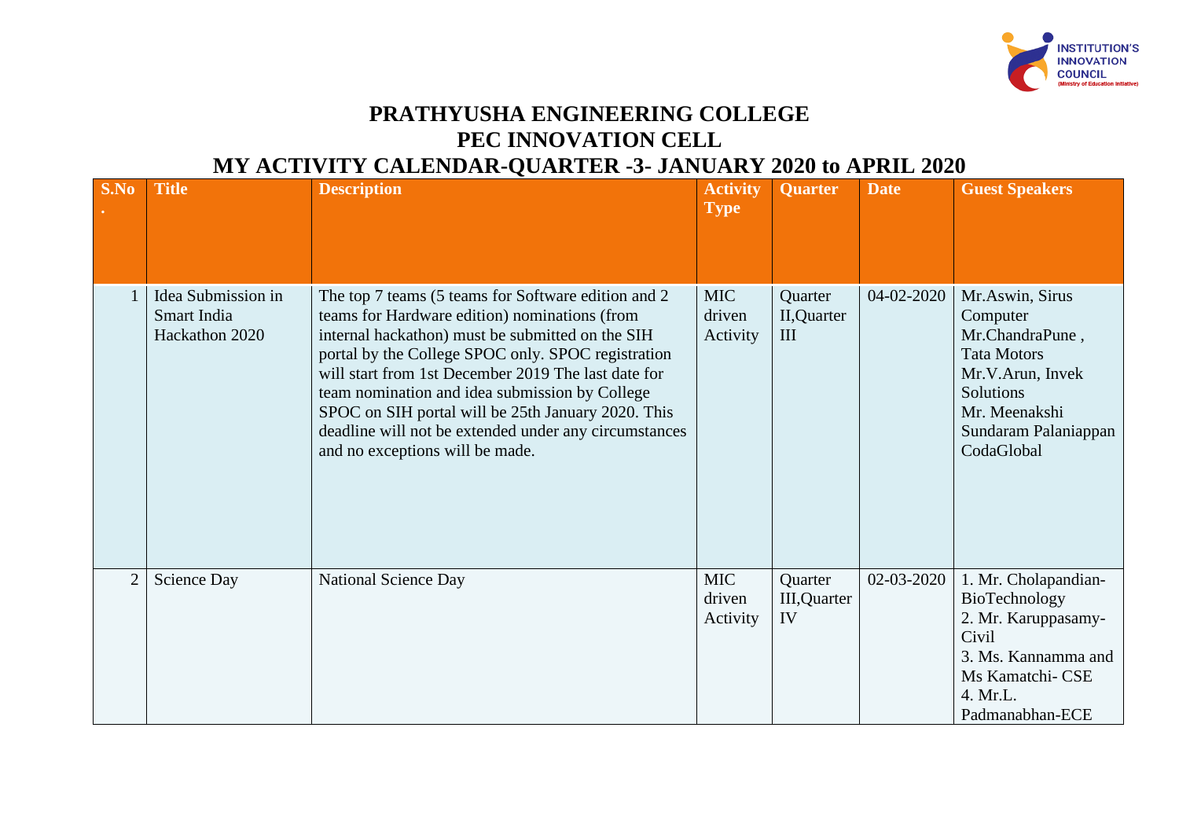# PRATHYUSHA ENGINEERING COLLEGE
## PEC INNOVATION CELL
## MY ACTIVITY CALENDAR-QUARTER -3- JANUARY 2020 to APRIL 2020

| S.No. | Title | Description | Activity Type | Quarter | Date | Guest Speakers |
|---|---|---|---|---|---|---|
| 1 | Idea Submission in Smart India Hackathon 2020 | The top 7 teams (5 teams for Software edition and 2 teams for Hardware edition) nominations (from internal hackathon) must be submitted on the SIH portal by the College SPOC only. SPOC registration will start from 1st December 2019 The last date for team nomination and idea submission by College SPOC on SIH portal will be 25th January 2020. This deadline will not be extended under any circumstances and no exceptions will be made. | MIC driven Activity | Quarter II,Quarter III | 04-02-2020 | Mr.Aswin, Sirus Computer Mr.ChandraPune , Tata Motors Mr.V.Arun, Invek Solutions Mr. Meenakshi Sundaram Palaniappan CodaGlobal |
| 2 | Science Day | National Science Day | MIC driven Activity | Quarter III,Quarter IV | 02-03-2020 | 1. Mr. Cholapandian-BioTechnology 2. Mr. Karuppasamy-Civil 3. Ms. Kannamma and Ms Kamatchi- CSE 4. Mr.L. Padmanabhan-ECE |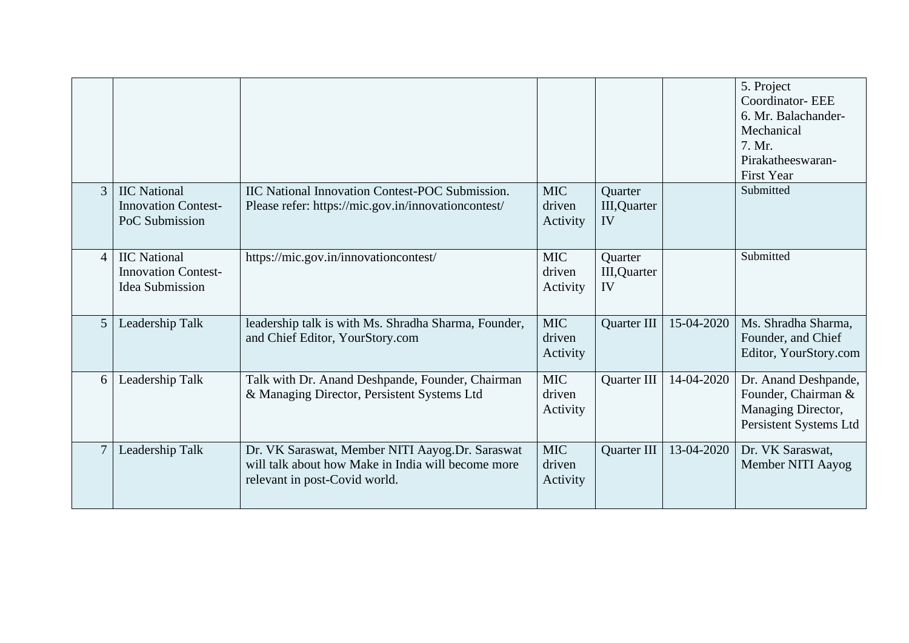| | | | | | | |
|---|---|---|---|---|---|---|
| | | | | | | 5. Project Coordinator- EEE<br>6. Mr. Balachander- Mechanical<br>7. Mr. Pirakatheeswaran- First Year |
| 3 | IIC National Innovation Contest- PoC Submission | IIC National Innovation Contest-POC Submission. Please refer: https://mic.gov.in/innovationcontest/ | MIC driven Activity | Quarter III,Quarter IV | | Submitted |
| 4 | IIC National Innovation Contest- Idea Submission | https://mic.gov.in/innovationcontest/ | MIC driven Activity | Quarter III,Quarter IV | | Submitted |
| 5 | Leadership Talk | leadership talk is with Ms. Shradha Sharma, Founder, and Chief Editor, YourStory.com | MIC driven Activity | Quarter III | 15-04-2020 | Ms. Shradha Sharma, Founder, and Chief Editor, YourStory.com |
| 6 | Leadership Talk | Talk with Dr. Anand Deshpande, Founder, Chairman & Managing Director, Persistent Systems Ltd | MIC driven Activity | Quarter III | 14-04-2020 | Dr. Anand Deshpande, Founder, Chairman & Managing Director, Persistent Systems Ltd |
| 7 | Leadership Talk | Dr. VK Saraswat, Member NITI Aayog.Dr. Saraswat will talk about how Make in India will become more relevant in post-Covid world. | MIC driven Activity | Quarter III | 13-04-2020 | Dr. VK Saraswat, Member NITI Aayog |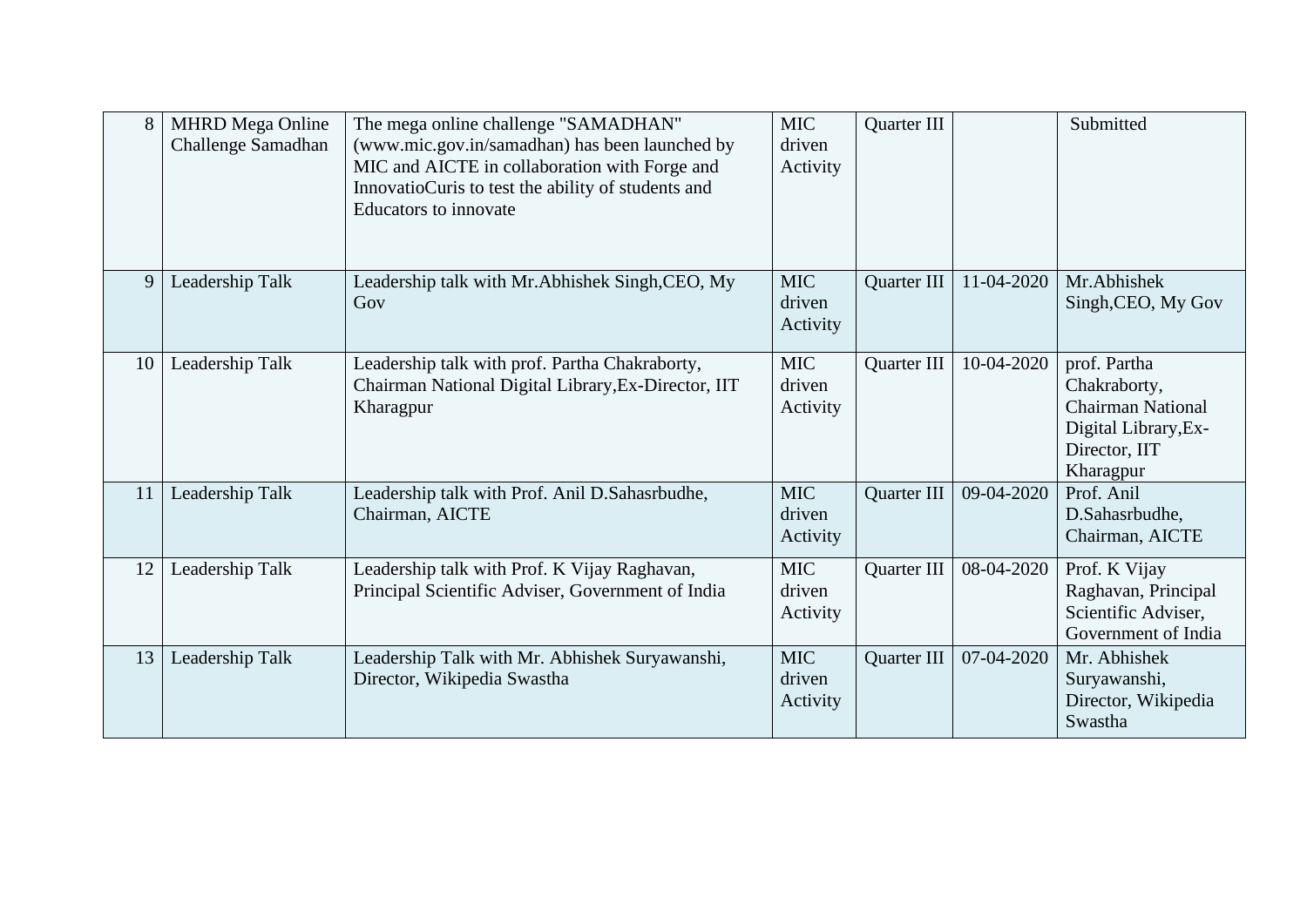| | | | | | | |
|---|---|---|---|---|---|---|
| 8 | MHRD Mega Online Challenge Samadhan | The mega online challenge "SAMADHAN" (www.mic.gov.in/samadhan) has been launched by MIC and AICTE in collaboration with Forge and InnovatioCuris to test the ability of students and Educators to innovate | MIC driven Activity | Quarter III | | Submitted |
| 9 | Leadership Talk | Leadership talk with Mr.Abhishek Singh,CEO, My Gov | MIC driven Activity | Quarter III | 11-04-2020 | Mr.Abhishek Singh,CEO, My Gov |
| 10 | Leadership Talk | Leadership talk with prof. Partha Chakraborty, Chairman National Digital Library,Ex-Director, IIT Kharagpur | MIC driven Activity | Quarter III | 10-04-2020 | prof. Partha Chakraborty, Chairman National Digital Library,Ex-Director, IIT Kharagpur |
| 11 | Leadership Talk | Leadership talk with Prof. Anil D.Sahasrbudhe, Chairman, AICTE | MIC driven Activity | Quarter III | 09-04-2020 | Prof. Anil D.Sahasrbudhe, Chairman, AICTE |
| 12 | Leadership Talk | Leadership talk with Prof. K Vijay Raghavan, Principal Scientific Adviser, Government of India | MIC driven Activity | Quarter III | 08-04-2020 | Prof. K Vijay Raghavan, Principal Scientific Adviser, Government of India |
| 13 | Leadership Talk | Leadership Talk with Mr. Abhishek Suryawanshi, Director, Wikipedia Swastha | MIC driven Activity | Quarter III | 07-04-2020 | Mr. Abhishek Suryawanshi, Director, Wikipedia Swastha |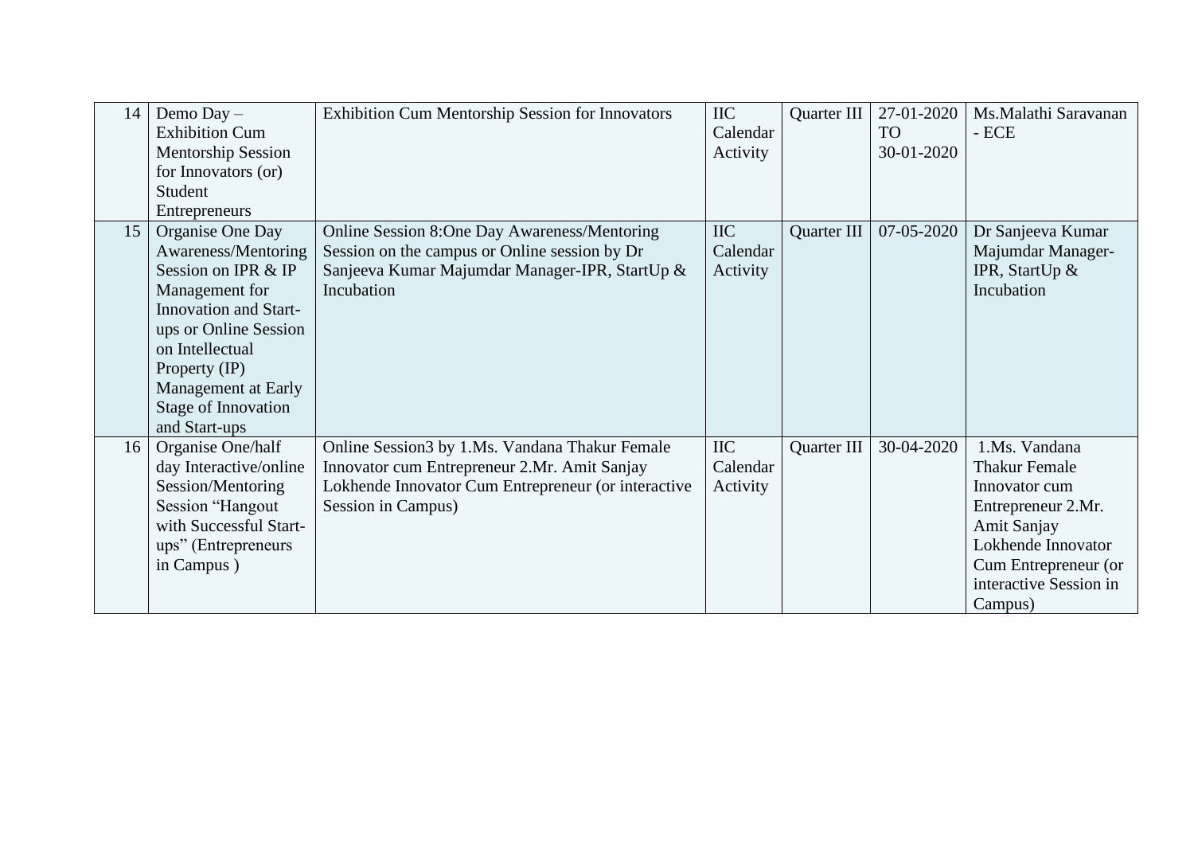| | | | | | | |
|---|---|---|---|---|---|---|
| 14 | Demo Day – Exhibition Cum Mentorship Session for Innovators (or) Student Entrepreneurs | Exhibition Cum Mentorship Session for Innovators | IIC Calendar Activity | Quarter III | 27-01-2020 TO 30-01-2020 | Ms.Malathi Saravanan - ECE |
| 15 | Organise One Day Awareness/Mentoring Session on IPR & IP Management for Innovation and Start-ups or Online Session on Intellectual Property (IP) Management at Early Stage of Innovation and Start-ups | Online Session 8:One Day Awareness/Mentoring Session on the campus or Online session by Dr Sanjeeva Kumar Majumdar Manager-IPR, StartUp & Incubation | IIC Calendar Activity | Quarter III | 07-05-2020 | Dr Sanjeeva Kumar Majumdar Manager-IPR, StartUp & Incubation |
| 16 | Organise One/half day Interactive/online Session/Mentoring Session "Hangout with Successful Start-ups" (Entrepreneurs in Campus ) | Online Session3 by 1.Ms. Vandana Thakur Female Innovator cum Entrepreneur 2.Mr. Amit Sanjay Lokhende Innovator Cum Entrepreneur (or interactive Session in Campus) | IIC Calendar Activity | Quarter III | 30-04-2020 | 1.Ms. Vandana Thakur Female Innovator cum Entrepreneur 2.Mr. Amit Sanjay Lokhende Innovator Cum Entrepreneur (or interactive Session in Campus) |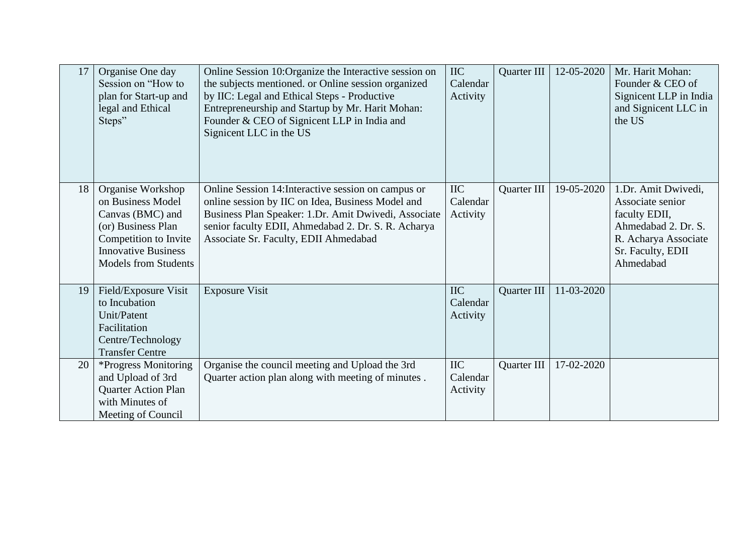| 17 | Organise One day Session on “How to plan for Start-up and legal and Ethical Steps” | Online Session 10:Organize the Interactive session on the subjects mentioned. or Online session organized by IIC: Legal and Ethical Steps - Productive Entrepreneurship and Startup by Mr. Harit Mohan: Founder & CEO of Signicent LLP in India and Signicent LLC in the US | IIC Calendar Activity | Quarter III | 12-05-2020 | Mr. Harit Mohan: Founder & CEO of Signicent LLP in India and Signicent LLC in the US |
|---|---|---|---|---|---|---|
| 18 | Organise Workshop on Business Model Canvas (BMC) and (or) Business Plan Competition to Invite Innovative Business Models from Students | Online Session 14:Interactive session on campus or online session by IIC on Idea, Business Model and Business Plan Speaker: 1.Dr. Amit Dwivedi, Associate senior faculty EDII, Ahmedabad 2. Dr. S. R. Acharya Associate Sr. Faculty, EDII Ahmedabad | IIC Calendar Activity | Quarter III | 19-05-2020 | 1.Dr. Amit Dwivedi, Associate senior faculty EDII, Ahmedabad 2. Dr. S. R. Acharya Associate Sr. Faculty, EDII Ahmedabad |
| 19 | Field/Exposure Visit to Incubation Unit/Patent Facilitation Centre/Technology Transfer Centre | Exposure Visit | IIC Calendar Activity | Quarter III | 11-03-2020 | |
| 20 | *Progress Monitoring and Upload of 3rd Quarter Action Plan with Minutes of Meeting of Council | Organise the council meeting and Upload the 3rd Quarter action plan along with meeting of minutes . | IIC Calendar Activity | Quarter III | 17-02-2020 | |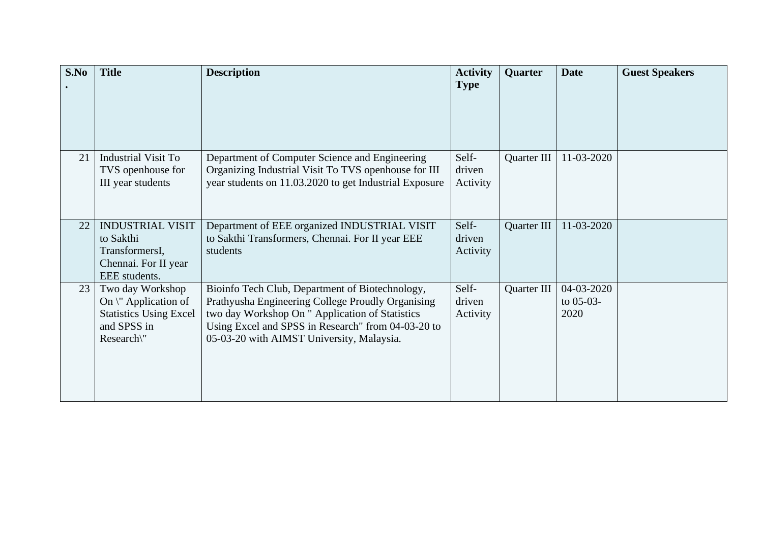| S.No. | Title | Description | Activity Type | Quarter | Date | Guest Speakers |
|---|---|---|---|---|---|---|
| 21 | Industrial Visit To TVS openhouse for III year students | Department of Computer Science and Engineering Organizing Industrial Visit To TVS openhouse for III year students on 11.03.2020 to get Industrial Exposure | Self-driven Activity | Quarter III | 11-03-2020 | |
| 22 | INDUSTRIAL VISIT to Sakthi TransformersI, Chennai. For II year EEE students. | Department of EEE organized INDUSTRIAL VISIT to Sakthi Transformers, Chennai. For II year EEE students | Self-driven Activity | Quarter III | 11-03-2020 | |
| 23 | Two day Workshop On \" Application of Statistics Using Excel and SPSS in Research\" | Bioinfo Tech Club, Department of Biotechnology, Prathyusha Engineering College Proudly Organising two day Workshop On " Application of Statistics Using Excel and SPSS in Research" from 04-03-20 to 05-03-20 with AIMST University, Malaysia. | Self-driven Activity | Quarter III | 04-03-2020 to 05-03-2020 | |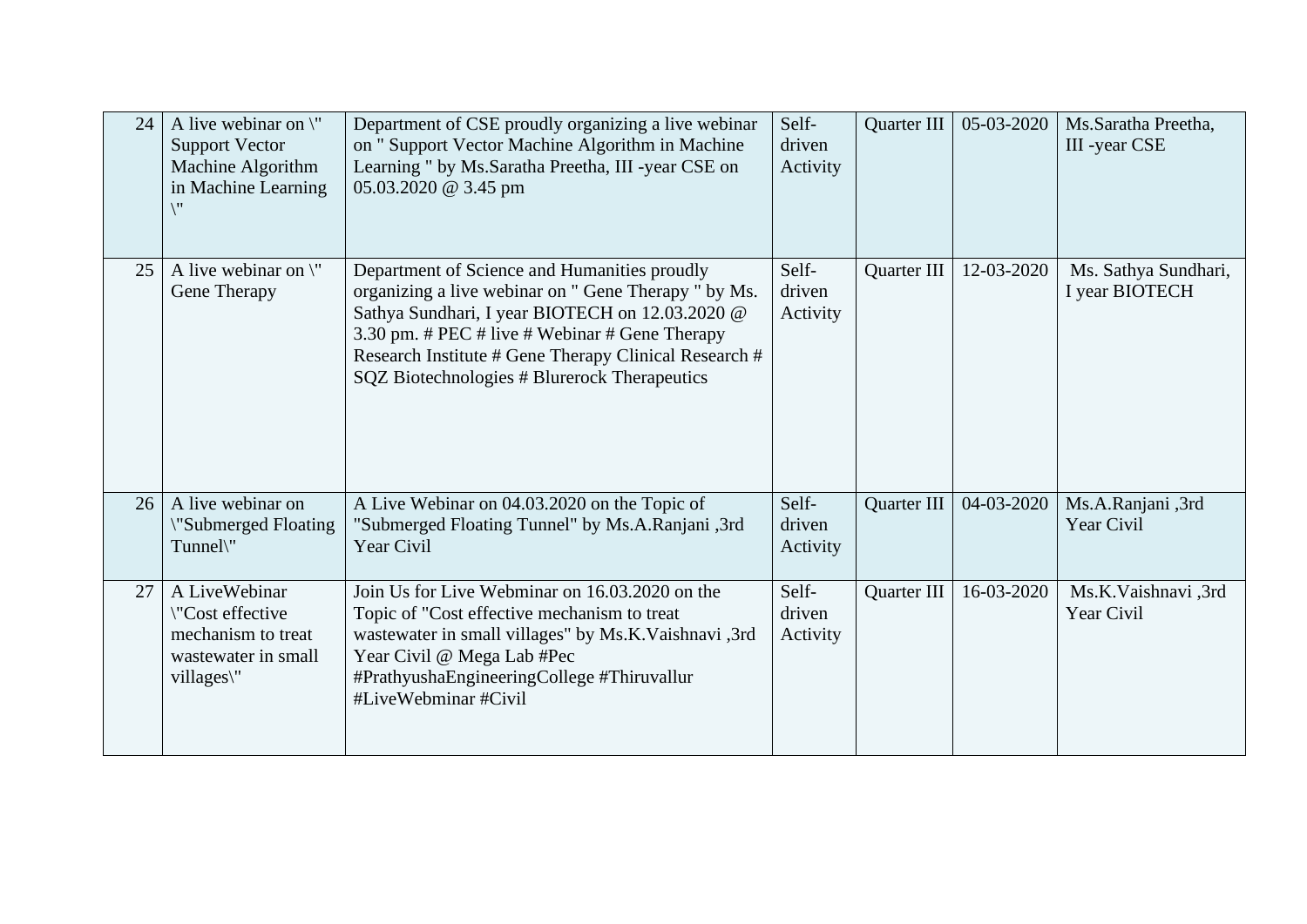| 24 | A live webinar on \" Support Vector Machine Algorithm in Machine Learning \" | Department of CSE proudly organizing a live webinar on " Support Vector Machine Algorithm in Machine Learning " by Ms.Saratha Preetha, III -year CSE on 05.03.2020 @ 3.45 pm | Self-driven Activity | Quarter III | 05-03-2020 | Ms.Saratha Preetha, III -year CSE |
|---|---|---|---|---|---|---|
| 25 | A live webinar on \" Gene Therapy | Department of Science and Humanities proudly organizing a live webinar on " Gene Therapy " by Ms. Sathya Sundhari, I year BIOTECH on 12.03.2020 @ 3.30 pm. # PEC # live # Webinar # Gene Therapy Research Institute # Gene Therapy Clinical Research # SQZ Biotechnologies # Blurerock Therapeutics | Self-driven Activity | Quarter III | 12-03-2020 | Ms. Sathya Sundhari, I year BIOTECH |
| 26 | A live webinar on \"Submerged Floating Tunnel\" | A Live Webinar on 04.03.2020 on the Topic of "Submerged Floating Tunnel" by Ms.A.Ranjani ,3rd Year Civil | Self-driven Activity | Quarter III | 04-03-2020 | Ms.A.Ranjani ,3rd Year Civil |
| 27 | A LiveWebinar \"Cost effective mechanism to treat wastewater in small villages\" | Join Us for Live Webminar on 16.03.2020 on the Topic of "Cost effective mechanism to treat wastewater in small villages" by Ms.K.Vaishnavi ,3rd Year Civil @ Mega Lab #Pec #PrathyushaEngineeringCollege #Thiruvallur #LiveWebminar #Civil | Self-driven Activity | Quarter III | 16-03-2020 | Ms.K.Vaishnavi ,3rd Year Civil |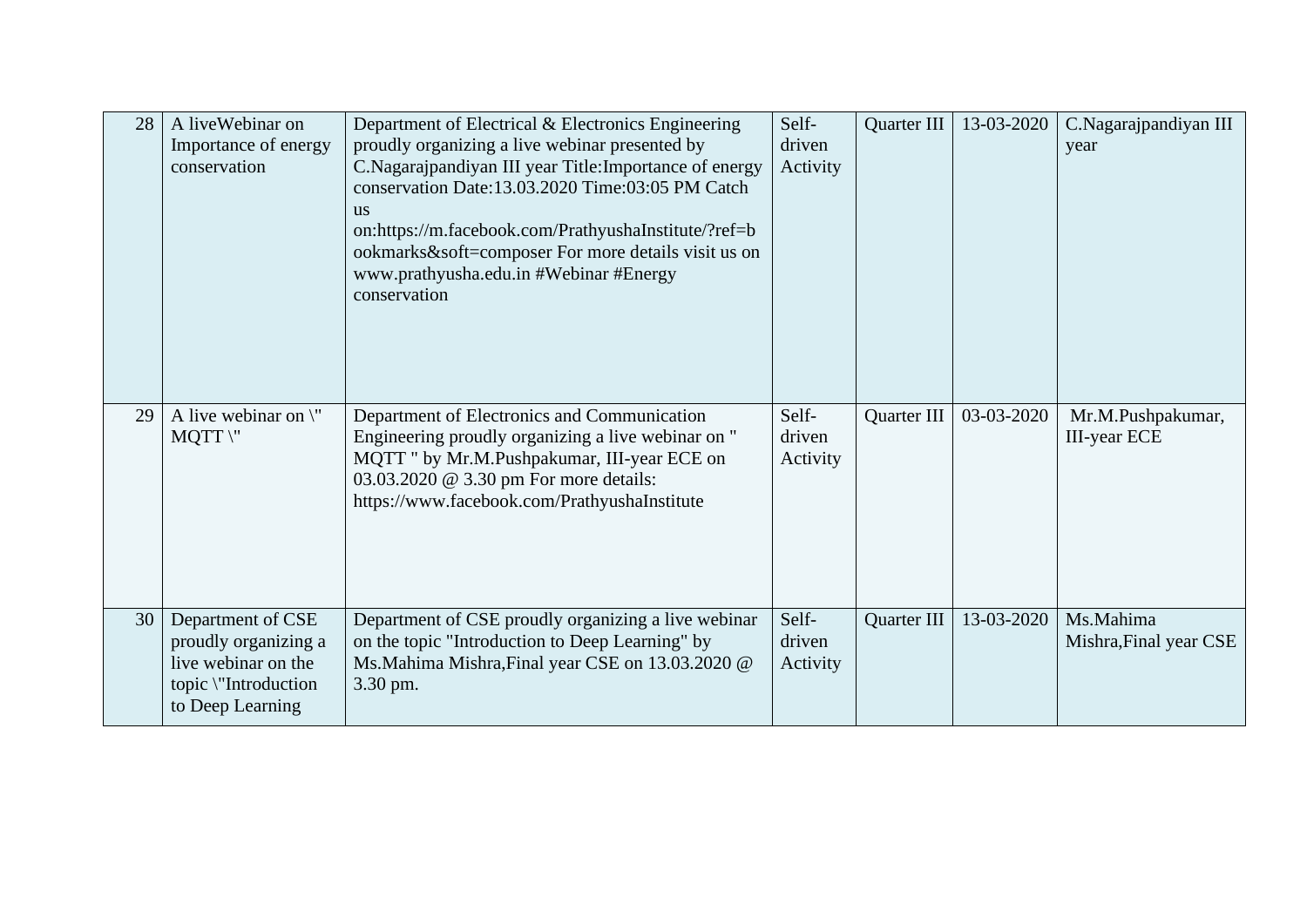| 28 | A liveWebinar on Importance of energy conservation | Department of Electrical & Electronics Engineering proudly organizing a live webinar presented by C.Nagarajpandiyan III year Title:Importance of energy conservation Date:13.03.2020 Time:03:05 PM Catch us on:https://m.facebook.com/PrathyushaInstitute/?ref=bookmarks&soft=composer For more details visit us on www.prathyusha.edu.in #Webinar #Energy conservation | Self-driven Activity | Quarter III | 13-03-2020 | C.Nagarajpandiyan III year |
|---|---|---|---|---|---|---|
| 29 | A live webinar on \" MQTT \" | Department of Electronics and Communication Engineering proudly organizing a live webinar on " MQTT " by Mr.M.Pushpakumar, III-year ECE on 03.03.2020 @ 3.30 pm For more details: https://www.facebook.com/PrathyushaInstitute | Self-driven Activity | Quarter III | 03-03-2020 | Mr.M.Pushpakumar, III-year ECE |
| 30 | Department of CSE proudly organizing a live webinar on the topic \"Introduction to Deep Learning | Department of CSE proudly organizing a live webinar on the topic "Introduction to Deep Learning" by Ms.Mahima Mishra,Final year CSE on 13.03.2020 @ 3.30 pm. | Self-driven Activity | Quarter III | 13-03-2020 | Ms.Mahima Mishra,Final year CSE |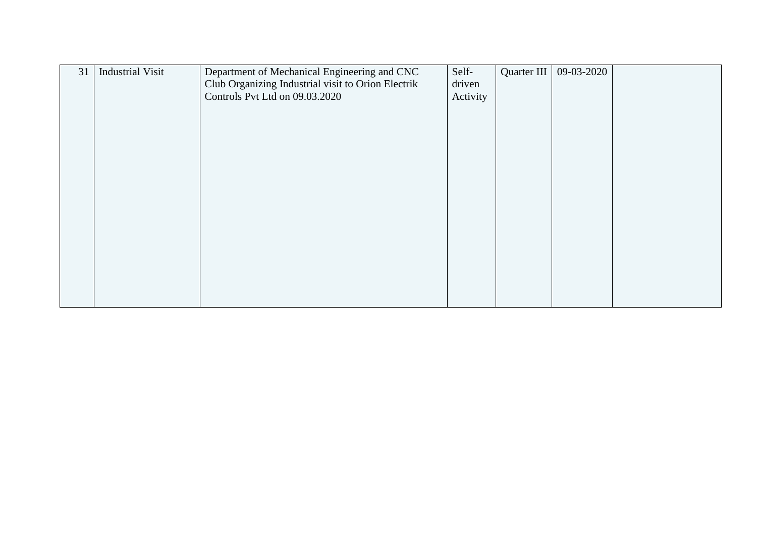| 31 | Industrial Visit | Department of Mechanical Engineering and CNC Club Organizing Industrial visit to Orion Electrik Controls Pvt Ltd on 09.03.2020 | Self-driven Activity | Quarter III | 09-03-2020 | |
|---|---|---|---|---|---|---|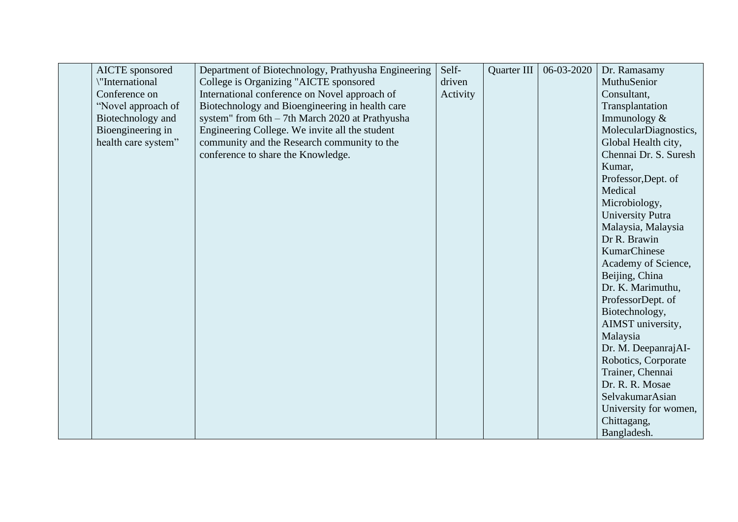| | | | | | | |
|---|---|---|---|---|---|---|
| | AICTE sponsored \"International Conference on “Novel approach of Biotechnology and Bioengineering in health care system” | Department of Biotechnology, Prathyusha Engineering College is Organizing "AICTE sponsored International conference on Novel approach of Biotechnology and Bioengineering in health care system" from 6th – 7th March 2020 at Prathyusha Engineering College. We invite all the student community and the Research community to the conference to share the Knowledge. | Self-driven Activity | Quarter III | 06-03-2020 | Dr. Ramasamy MuthuSenior Consultant, Transplantation Immunology & MolecularDiagnostics, Global Health city, Chennai Dr. S. Suresh Kumar, Professor,Dept. of Medical Microbiology, University Putra Malaysia, Malaysia Dr R. Brawin KumarChinese Academy of Science, Beijing, China Dr. K. Marimuthu, ProfessorDept. of Biotechnology, AIMST university, Malaysia Dr. M. DeepanrajAI-Robotics, Corporate Trainer, Chennai Dr. R. R. Mosae SelvakumarAsian University for women, Chittagang, Bangladesh. |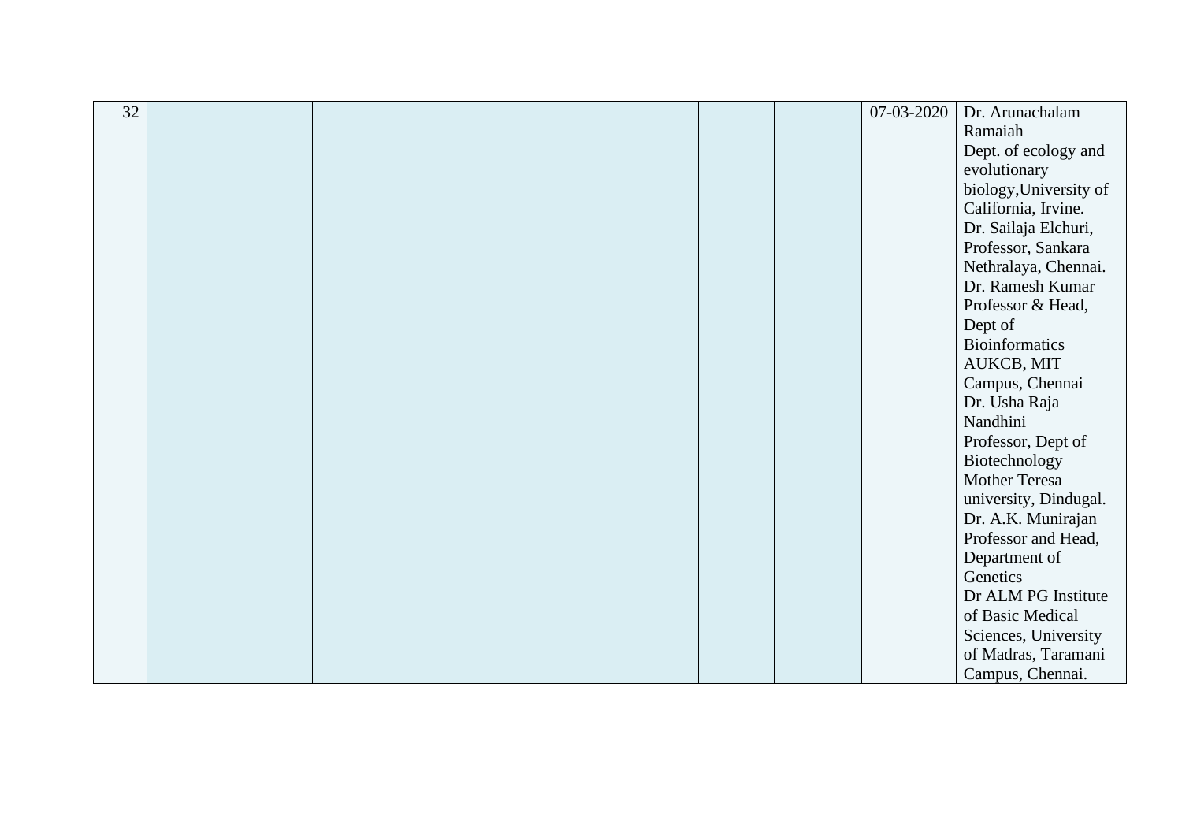| | | | | | | |
|---|---|---|---|---|---|---|
| 32 | | | | | 07-03-2020 | Dr. Arunachalam Ramaiah Dept. of ecology and evolutionary biology,University of California, Irvine. Dr. Sailaja Elchuri, Professor, Sankara Nethralaya, Chennai. Dr. Ramesh Kumar Professor & Head, Dept of Bioinformatics AUKCB, MIT Campus, Chennai Dr. Usha Raja Nandhini Professor, Dept of Biotechnology Mother Teresa university, Dindugal. Dr. A.K. Munirajan Professor and Head, Department of Genetics Dr ALM PG Institute of Basic Medical Sciences, University of Madras, Taramani Campus, Chennai. |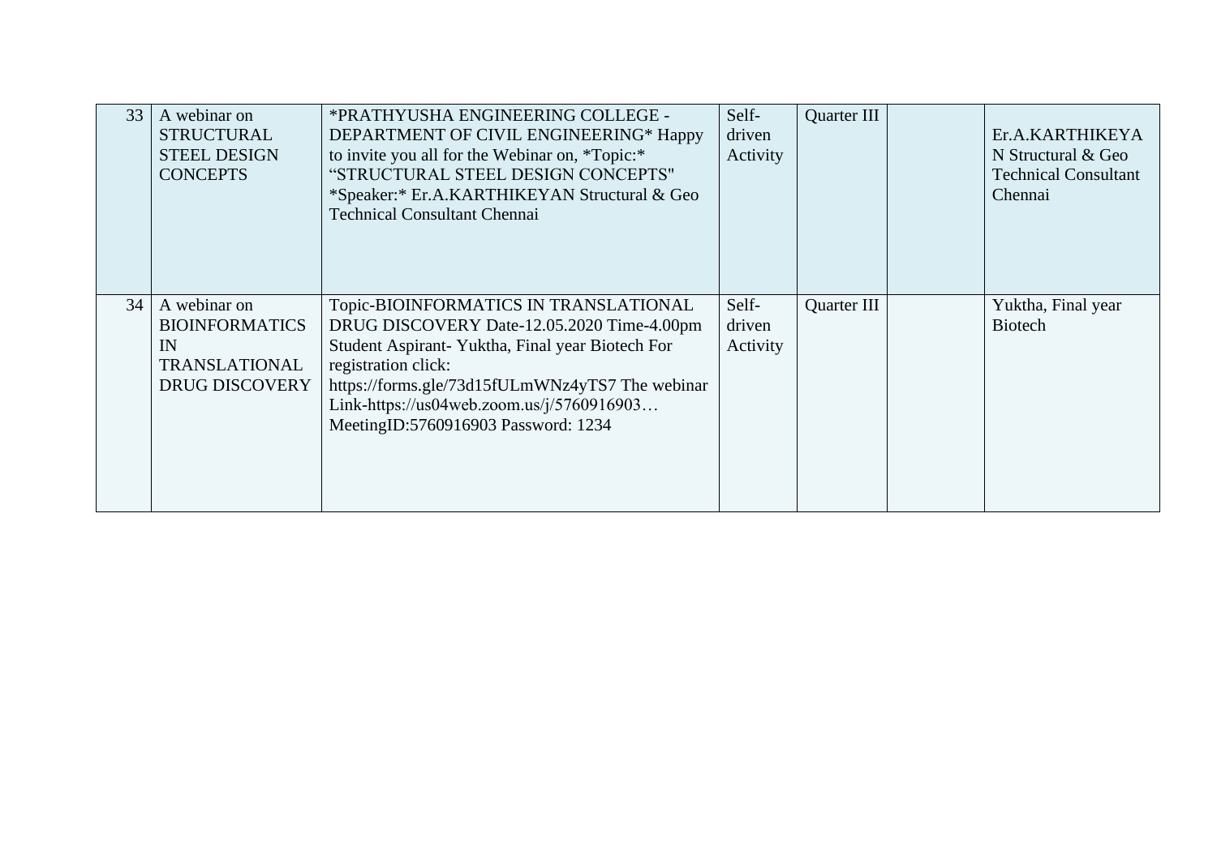| | | | | | | |
|---|---|---|---|---|---|---|
| 33 | A webinar on STRUCTURAL STEEL DESIGN CONCEPTS | *PRATHYUSHA ENGINEERING COLLEGE - DEPARTMENT OF CIVIL ENGINEERING* Happy to invite you all for the Webinar on, *Topic:* “STRUCTURAL STEEL DESIGN CONCEPTS" *Speaker:* Er.A.KARTHIKEYAN Structural & Geo Technical Consultant Chennai | Self-driven Activity | Quarter III | | Er.A.KARTHIKEYAN Structural & Geo Technical Consultant Chennai |
| 34 | A webinar on BIOINFORMATICS IN TRANSLATIONAL DRUG DISCOVERY | Topic-BIOINFORMATICS IN TRANSLATIONAL DRUG DISCOVERY Date-12.05.2020 Time-4.00pm Student Aspirant- Yuktha, Final year Biotech For registration click: https://forms.gle/73d15fULmWNz4yTS7 The webinar Link-https://us04web.zoom.us/j/5760916903… MeetingID:5760916903 Password: 1234 | Self-driven Activity | Quarter III | | Yuktha, Final year Biotech |